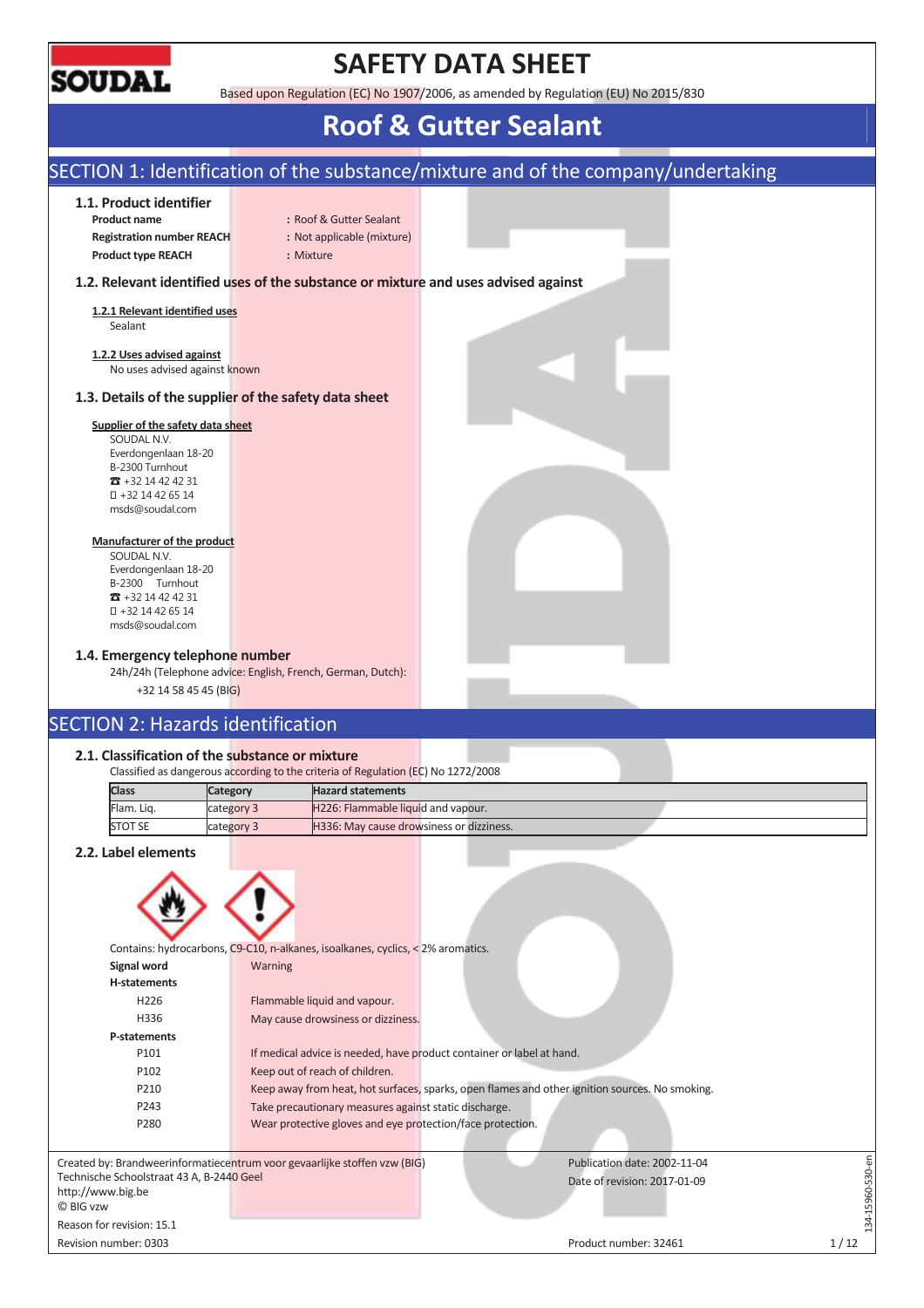SOUDAL

# SAFETY DATA SHEET

Based upon Regulation (EC) No 1907/2006, as amended by Regulation (EU) No 2015/830

# Roof & Gutter Sealant

## SECTION 1: Identification of the substance/mixture and of the company/undertaking

### 1.1. Product identifier

**Product name** : Roof & Gutter Sealant
**Registration number REACH** : Not applicable (mixture)
**Product type REACH** : Mixture

### 1.2. Relevant identified uses of the substance or mixture and uses advised against

**1.2.1 Relevant identified uses**

Sealant

**1.2.2 Uses advised against**

No uses advised against known

### 1.3. Details of the supplier of the safety data sheet

**Supplier of the safety data sheet**

SOUDAL N.V.
Everdongenlaan 18-20
B-2300 Turnhout
☎ +32 14 42 42 31
 +32 14 42 65 14
msds@soudal.com

**Manufacturer of the product**

SOUDAL N.V.
Everdongenlaan 18-20
B-2300 Turnhout
☎ +32 14 42 42 31
 +32 14 42 65 14
msds@soudal.com

### 1.4. Emergency telephone number

24h/24h (Telephone advice: English, French, German, Dutch):
+32 14 58 45 45 (BIG)

## SECTION 2: Hazards identification

### 2.1. Classification of the substance or mixture

Classified as dangerous according to the criteria of Regulation (EC) No 1272/2008

| Class | Category | Hazard statements |
|---|---|---|
| Flam. Liq. | category 3 | H226: Flammable liquid and vapour. |
| STOT SE | category 3 | H336: May cause drowsiness or dizziness. |

### 2.2. Label elements

Contains: hydrocarbons, C9-C10, n-alkanes, isoalkanes, cyclics, < 2% aromatics.

**Signal word** Warning

**H-statements**

| | |
|---|---|
| H226 | Flammable liquid and vapour. |
| H336 | May cause drowsiness or dizziness. |

**P-statements**

| | |
|---|---|
| P101 | If medical advice is needed, have product container or label at hand. |
| P102 | Keep out of reach of children. |
| P210 | Keep away from heat, hot surfaces, sparks, open flames and other ignition sources. No smoking. |
| P243 | Take precautionary measures against static discharge. |
| P280 | Wear protective gloves and eye protection/face protection. |

Created by: Brandweerinformatiecentrum voor gevaarlijke stoffen vzw (BIG)
Technische Schoolstraat 43 A, B-2440 Geel
http://www.big.be
© BIG vzw
Reason for revision: 15.1
Revision number: 0303

Publication date: 2002-11-04
Date of revision: 2017-01-09
Product number: 32461

134-15960-530-en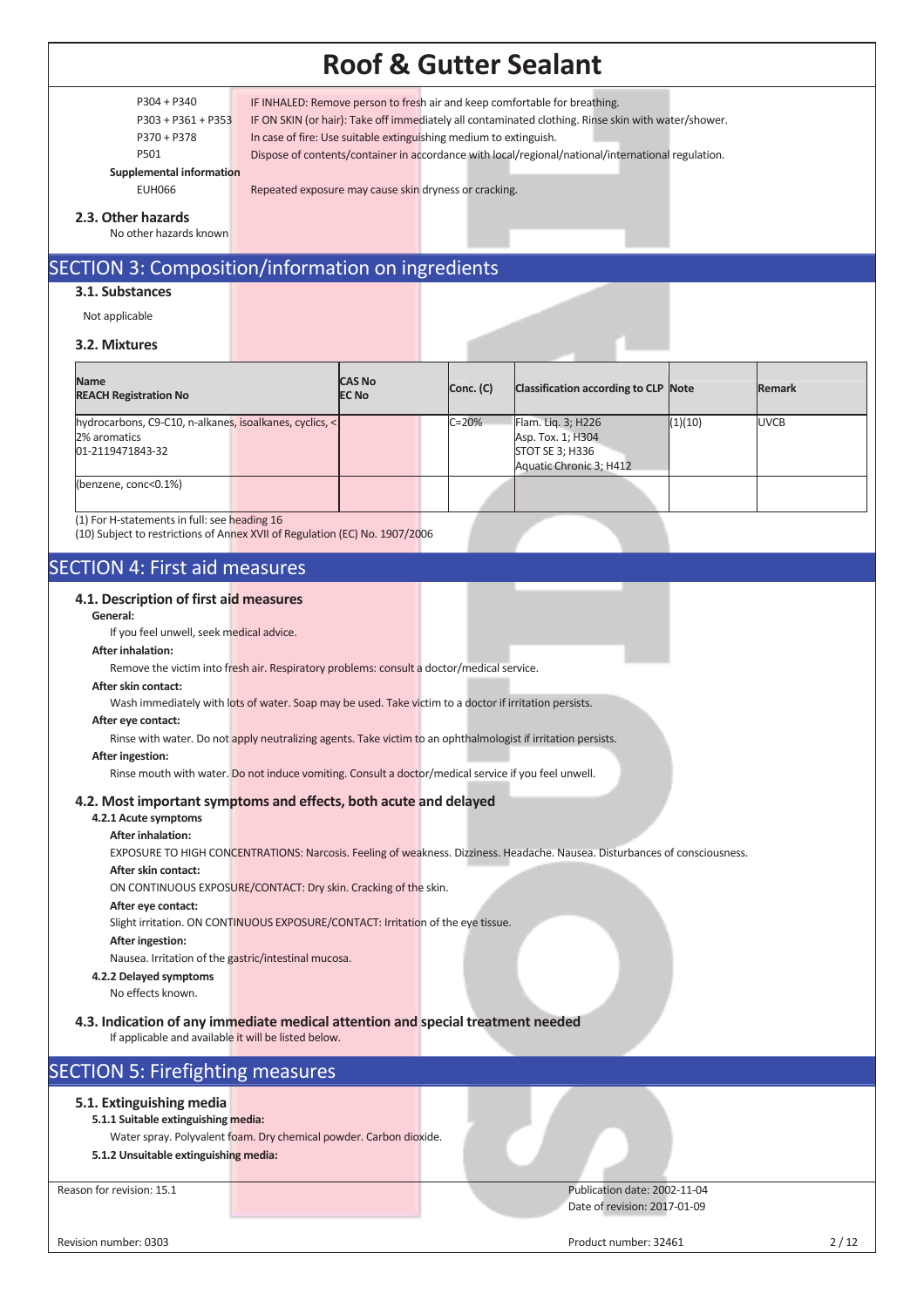| | |
|---|---|
| P304 + P340 | IF INHALED: Remove person to fresh air and keep comfortable for breathing. |
| P303 + P361 + P353 | IF ON SKIN (or hair): Take off immediately all contaminated clothing. Rinse skin with water/shower. |
| P370 + P378 | In case of fire: Use suitable extinguishing medium to extinguish. |
| P501 | Dispose of contents/container in accordance with local/regional/national/international regulation. |

**Supplemental information**

| | |
|---|---|
| EUH066 | Repeated exposure may cause skin dryness or cracking. |

### 2.3. Other hazards

No other hazards known

## SECTION 3: Composition/information on ingredients

### 3.1. Substances

Not applicable

### 3.2. Mixtures

| Name<br>REACH Registration No | CAS No<br>EC No | Conc. (C) | Classification according to CLP | Note | Remark |
|---|---|---|---|---|---|
| hydrocarbons, C9-C10, n-alkanes, isoalkanes, cyclics, < 2% aromatics<br>01-2119471843-32 | | C=20% | Flam. Liq. 3; H226<br>Asp. Tox. 1; H304<br>STOT SE 3; H336<br>Aquatic Chronic 3; H412 | (1)(10) | UVCB |
| (benzene, conc<0.1%) | | | | | |

(1) For H-statements in full: see heading 16
(10) Subject to restrictions of Annex XVII of Regulation (EC) No. 1907/2006

## SECTION 4: First aid measures

### 4.1. Description of first aid measures

**General:**

If you feel unwell, seek medical advice.

**After inhalation:**

Remove the victim into fresh air. Respiratory problems: consult a doctor/medical service.

**After skin contact:**

Wash immediately with lots of water. Soap may be used. Take victim to a doctor if irritation persists.

**After eye contact:**

Rinse with water. Do not apply neutralizing agents. Take victim to an ophthalmologist if irritation persists.

**After ingestion:**

Rinse mouth with water. Do not induce vomiting. Consult a doctor/medical service if you feel unwell.

### 4.2. Most important symptoms and effects, both acute and delayed

**4.2.1 Acute symptoms**

**After inhalation:**

EXPOSURE TO HIGH CONCENTRATIONS: Narcosis. Feeling of weakness. Dizziness. Headache. Nausea. Disturbances of consciousness.

**After skin contact:**

ON CONTINUOUS EXPOSURE/CONTACT: Dry skin. Cracking of the skin.

**After eye contact:**

Slight irritation. ON CONTINUOUS EXPOSURE/CONTACT: Irritation of the eye tissue.

**After ingestion:**

Nausea. Irritation of the gastric/intestinal mucosa.

**4.2.2 Delayed symptoms**

No effects known.

### 4.3. Indication of any immediate medical attention and special treatment needed

If applicable and available it will be listed below.

## SECTION 5: Firefighting measures

### 5.1. Extinguishing media

**5.1.1 Suitable extinguishing media:**

Water spray. Polyvalent foam. Dry chemical powder. Carbon dioxide.

**5.1.2 Unsuitable extinguishing media:**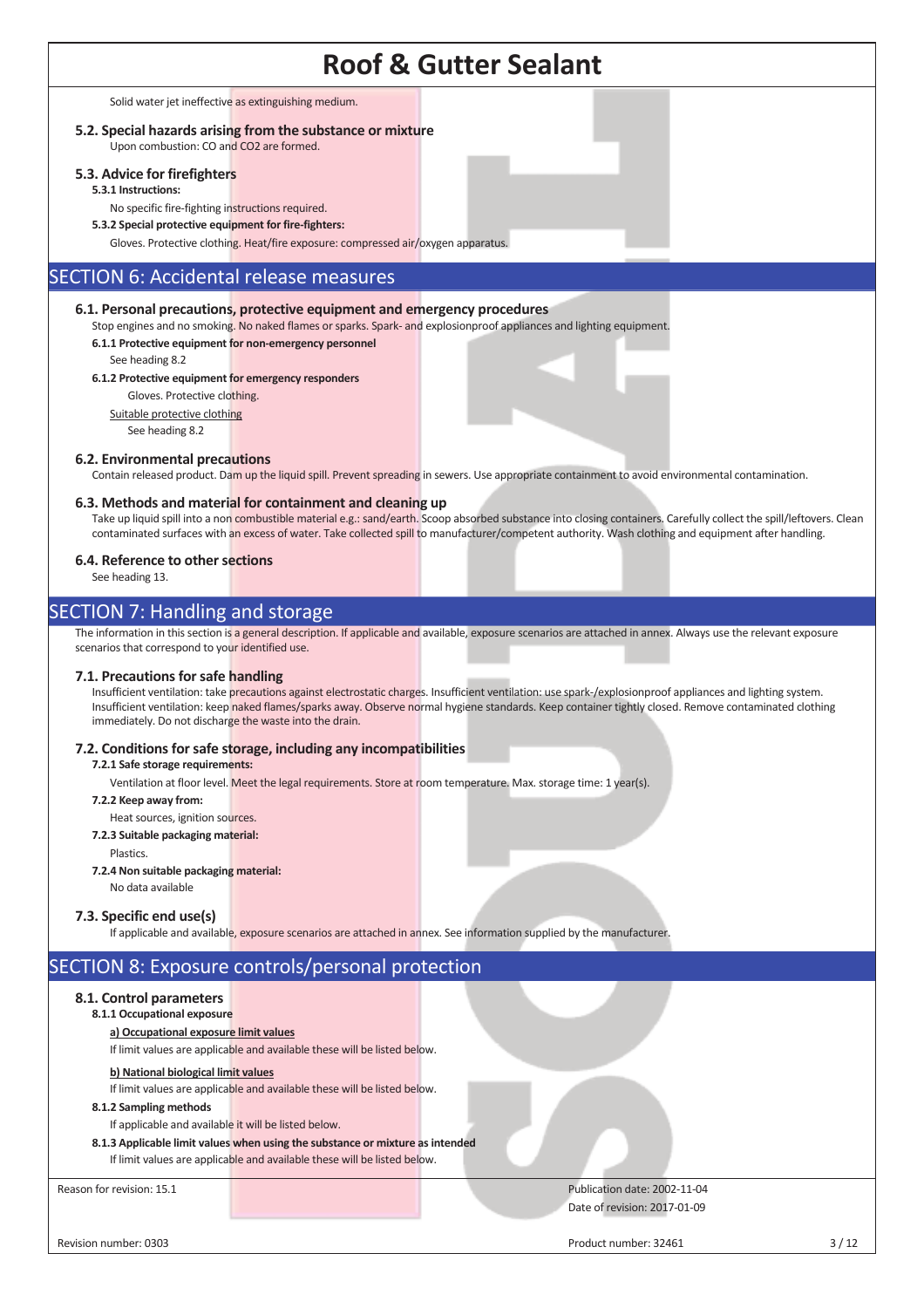Solid water jet ineffective as extinguishing medium.

### 5.2. Special hazards arising from the substance or mixture

Upon combustion: CO and $CO_2$ are formed.

### 5.3. Advice for firefighters

**5.3.1 Instructions:**

No specific fire-fighting instructions required.

**5.3.2 Special protective equipment for fire-fighters:**

Gloves. Protective clothing. Heat/fire exposure: compressed air/oxygen apparatus.

## SECTION 6: Accidental release measures

### 6.1. Personal precautions, protective equipment and emergency procedures

Stop engines and no smoking. No naked flames or sparks. Spark- and explosionproof appliances and lighting equipment.

**6.1.1 Protective equipment for non-emergency personnel**

See heading 8.2

**6.1.2 Protective equipment for emergency responders**

Gloves. Protective clothing.

Suitable protective clothing

See heading 8.2

### 6.2. Environmental precautions

Contain released product. Dam up the liquid spill. Prevent spreading in sewers. Use appropriate containment to avoid environmental contamination.

### 6.3. Methods and material for containment and cleaning up

Take up liquid spill into a non combustible material e.g.: sand/earth. Scoop absorbed substance into closing containers. Carefully collect the spill/leftovers. Clean contaminated surfaces with an excess of water. Take collected spill to manufacturer/competent authority. Wash clothing and equipment after handling.

### 6.4. Reference to other sections

See heading 13.

## SECTION 7: Handling and storage

The information in this section is a general description. If applicable and available, exposure scenarios are attached in annex. Always use the relevant exposure scenarios that correspond to your identified use.

### 7.1. Precautions for safe handling

Insufficient ventilation: take precautions against electrostatic charges. Insufficient ventilation: use spark-/explosionproof appliances and lighting system. Insufficient ventilation: keep naked flames/sparks away. Observe normal hygiene standards. Keep container tightly closed. Remove contaminated clothing immediately. Do not discharge the waste into the drain.

### 7.2. Conditions for safe storage, including any incompatibilities

**7.2.1 Safe storage requirements:**

Ventilation at floor level. Meet the legal requirements. Store at room temperature. Max. storage time: 1 year(s).

**7.2.2 Keep away from:**

Heat sources, ignition sources.

**7.2.3 Suitable packaging material:**

Plastics.

**7.2.4 Non suitable packaging material:**

No data available

### 7.3. Specific end use(s)

If applicable and available, exposure scenarios are attached in annex. See information supplied by the manufacturer.

## SECTION 8: Exposure controls/personal protection

### 8.1. Control parameters

**8.1.1 Occupational exposure**

**a) Occupational exposure limit values**

If limit values are applicable and available these will be listed below.

**b) National biological limit values**

If limit values are applicable and available these will be listed below.

**8.1.2 Sampling methods**

If applicable and available it will be listed below.

**8.1.3 Applicable limit values when using the substance or mixture as intended**

If limit values are applicable and available these will be listed below.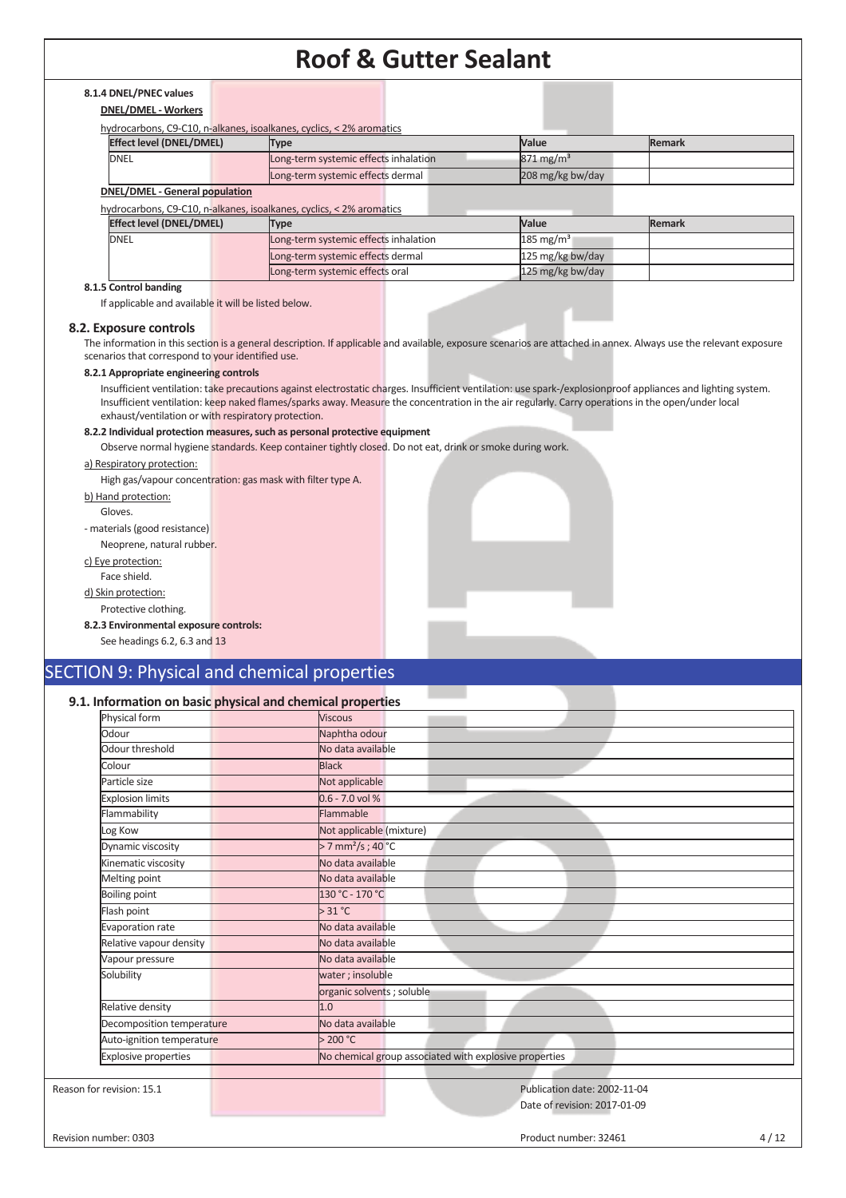#### 8.1.4 DNEL/PNEC values

**DNEL/DMEL - Workers**

hydrocarbons, C9-C10, n-alkanes, isoalkanes, cyclics, < 2% aromatics

| Effect level (DNEL/DMEL) | Type | Value | Remark |
|---|---|---|---|
| DNEL | Long-term systemic effects inhalation | 871 mg/m³ | |
| | Long-term systemic effects dermal | 208 mg/kg bw/day | |

**DNEL/DMEL - General population**

hydrocarbons, C9-C10, n-alkanes, isoalkanes, cyclics, < 2% aromatics

| Effect level (DNEL/DMEL) | Type | Value | Remark |
|---|---|---|---|
| DNEL | Long-term systemic effects inhalation | 185 mg/m³ | |
| | Long-term systemic effects dermal | 125 mg/kg bw/day | |
| | Long-term systemic effects oral | 125 mg/kg bw/day | |

#### 8.1.5 Control banding

If applicable and available it will be listed below.

### 8.2. Exposure controls

The information in this section is a general description. If applicable and available, exposure scenarios are attached in annex. Always use the relevant exposure scenarios that correspond to your identified use.

#### 8.2.1 Appropriate engineering controls

Insufficient ventilation: take precautions against electrostatic charges. Insufficient ventilation: use spark-/explosionproof appliances and lighting system. Insufficient ventilation: keep naked flames/sparks away. Measure the concentration in the air regularly. Carry operations in the open/under local exhaust/ventilation or with respiratory protection.

#### 8.2.2 Individual protection measures, such as personal protective equipment

Observe normal hygiene standards. Keep container tightly closed. Do not eat, drink or smoke during work.

a) Respiratory protection:

High gas/vapour concentration: gas mask with filter type A.

b) Hand protection:

Gloves.

- materials (good resistance)

Neoprene, natural rubber.

c) Eye protection:

Face shield.

d) Skin protection:

Protective clothing.

#### 8.2.3 Environmental exposure controls:

See headings 6.2, 6.3 and 13

## SECTION 9: Physical and chemical properties

### 9.1. Information on basic physical and chemical properties

| Property | Value |
|---|---|
| Physical form | Viscous |
| Odour | Naphtha odour |
| Odour threshold | No data available |
| Colour | Black |
| Particle size | Not applicable |
| Explosion limits | 0.6 - 7.0 vol % |
| Flammability | Flammable |
| Log Kow | Not applicable (mixture) |
| Dynamic viscosity | > 7 mm²/s ; 40 °C |
| Kinematic viscosity | No data available |
| Melting point | No data available |
| Boiling point | 130 °C - 170 °C |
| Flash point | > 31 °C |
| Evaporation rate | No data available |
| Relative vapour density | No data available |
| Vapour pressure | No data available |
| Solubility | water ; insoluble |
| | organic solvents ; soluble |
| Relative density | 1.0 |
| Decomposition temperature | No data available |
| Auto-ignition temperature | > 200 °C |
| Explosive properties | No chemical group associated with explosive properties |

Reason for revision: 15.1

Publication date: 2002-11-04
Date of revision: 2017-01-09

Revision number: 0303

Product number: 32461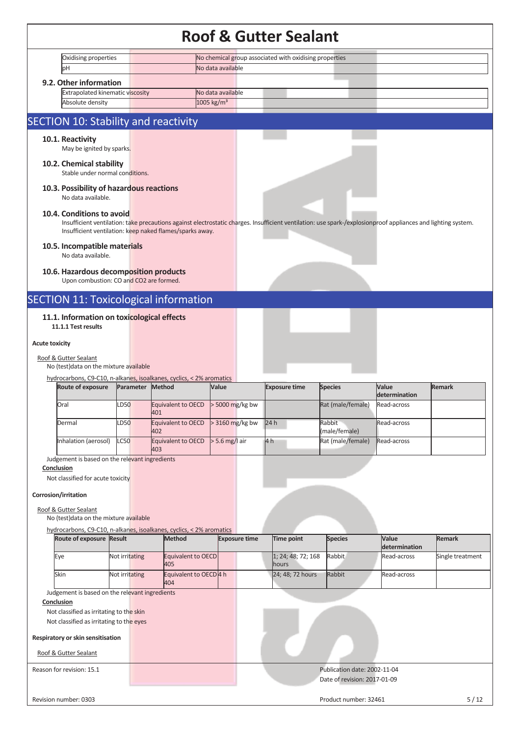| Oxidising properties | No chemical group associated with oxidising properties | |
|---|---|---|
| pH | No data available | |

### 9.2. Other information

| Extrapolated kinematic viscosity | No data available | |
|---|---|---|
| Absolute density | 1005 kg/m³ | |

## SECTION 10: Stability and reactivity

### 10.1. Reactivity

May be ignited by sparks.

### 10.2. Chemical stability

Stable under normal conditions.

### 10.3. Possibility of hazardous reactions

No data available.

### 10.4. Conditions to avoid

Insufficient ventilation: take precautions against electrostatic charges. Insufficient ventilation: use spark-/explosionproof appliances and lighting system.
Insufficient ventilation: keep naked flames/sparks away.

### 10.5. Incompatible materials

No data available.

### 10.6. Hazardous decomposition products

Upon combustion: CO and $CO_2$ are formed.

## SECTION 11: Toxicological information

### 11.1. Information on toxicological effects

**11.1.1 Test results**

**Acute toxicity**

Roof & Gutter Sealant

No (test)data on the mixture available

hydrocarbons, C9-C10, n-alkanes, isoalkanes, cyclics, < 2% aromatics

| Route of exposure | Parameter | Method | Value | Exposure time | Species | Value determination | Remark |
|---|---|---|---|---|---|---|---|
| Oral | LD50 | Equivalent to OECD 401 | > 5000 mg/kg bw | | Rat (male/female) | Read-across | |
| Dermal | LD50 | Equivalent to OECD 402 | > 3160 mg/kg bw | 24 h | Rabbit (male/female) | Read-across | |
| Inhalation (aerosol) | LC50 | Equivalent to OECD 403 | > 5.6 mg/l air | 4 h | Rat (male/female) | Read-across | |

Judgement is based on the relevant ingredients

**Conclusion**

Not classified for acute toxicity

**Corrosion/irritation**

Roof & Gutter Sealant

No (test)data on the mixture available

hydrocarbons, C9-C10, n-alkanes, isoalkanes, cyclics, < 2% aromatics

| Route of exposure | Result | Method | Exposure time | Time point | Species | Value determination | Remark |
|---|---|---|---|---|---|---|---|
| Eye | Not irritating | Equivalent to OECD 405 | | 1; 24; 48; 72; 168 hours | Rabbit | Read-across | Single treatment |
| Skin | Not irritating | Equivalent to OECD 404 | 4 h | 24; 48; 72 hours | Rabbit | Read-across | |

Judgement is based on the relevant ingredients

**Conclusion**

Not classified as irritating to the skin

Not classified as irritating to the eyes

**Respiratory or skin sensitisation**

Roof & Gutter Sealant

Reason for revision: 15.1

Publication date: 2002-11-04

Date of revision: 2017-01-09

Revision number: 0303

Product number: 32461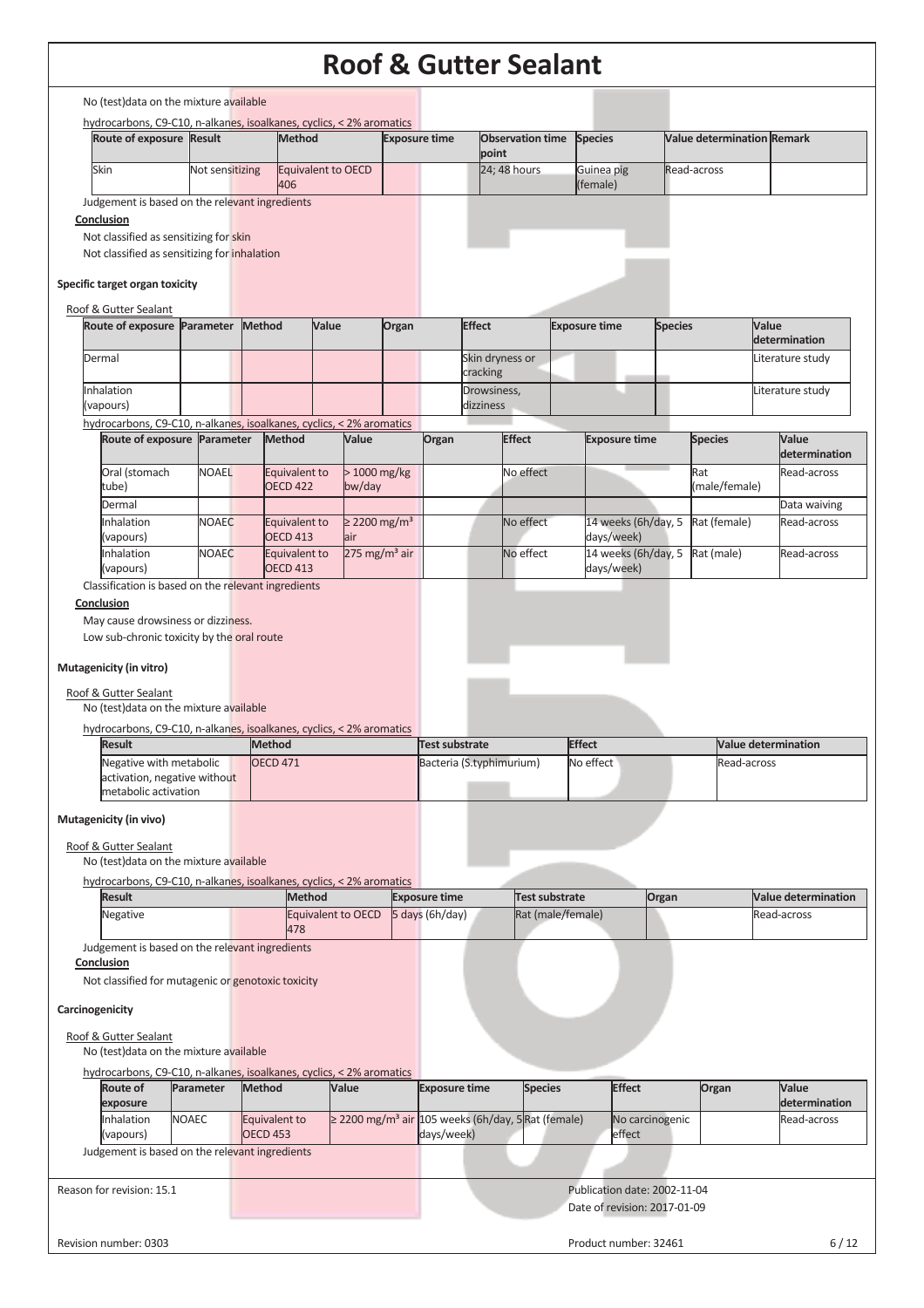No (test)data on the mixture available

hydrocarbons, C9-C10, n-alkanes, isoalkanes, cyclics, < 2% aromatics

| Route of exposure | Result | Method | Exposure time | Observation time point | Species | Value determination | Remark |
|---|---|---|---|---|---|---|---|
| Skin | Not sensitizing | Equivalent to OECD 406 | | 24; 48 hours | Guinea pig (female) | Read-across | |

Judgement is based on the relevant ingredients

**Conclusion**

Not classified as sensitizing for skin

Not classified as sensitizing for inhalation

### Specific target organ toxicity

Roof & Gutter Sealant

| Route of exposure | Parameter | Method | Value | Organ | Effect | Exposure time | Species | Value determination |
|---|---|---|---|---|---|---|---|---|
| Dermal | | | | | Skin dryness or cracking | | | Literature study |
| Inhalation (vapours) | | | | | Drowsiness, dizziness | | | Literature study |

hydrocarbons, C9-C10, n-alkanes, isoalkanes, cyclics, < 2% aromatics

| Route of exposure | Parameter | Method | Value | Organ | Effect | Exposure time | Species | Value determination |
|---|---|---|---|---|---|---|---|---|
| Oral (stomach tube) | NOAEL | Equivalent to OECD 422 | > 1000 mg/kg bw/day | | No effect | | Rat (male/female) | Read-across |
| Dermal | | | | | | | | Data waiving |
| Inhalation (vapours) | NOAEC | Equivalent to OECD 413 | ≥ 2200 mg/m³ air | | No effect | 14 weeks (6h/day, 5 days/week) | Rat (female) | Read-across |
| Inhalation (vapours) | NOAEC | Equivalent to OECD 413 | 275 mg/m³ air | | No effect | 14 weeks (6h/day, 5 days/week) | Rat (male) | Read-across |

Classification is based on the relevant ingredients

**Conclusion**

May cause drowsiness or dizziness.

Low sub-chronic toxicity by the oral route

### Mutagenicity (in vitro)

Roof & Gutter Sealant

No (test)data on the mixture available

hydrocarbons, C9-C10, n-alkanes, isoalkanes, cyclics, < 2% aromatics

| Result | Method | Test substrate | Effect | Value determination |
|---|---|---|---|---|
| Negative with metabolic activation, negative without metabolic activation | OECD 471 | Bacteria (S.typhimurium) | No effect | Read-across |

### Mutagenicity (in vivo)

Roof & Gutter Sealant

No (test)data on the mixture available

hydrocarbons, C9-C10, n-alkanes, isoalkanes, cyclics, < 2% aromatics

| Result | Method | Exposure time | Test substrate | Organ | Value determination |
|---|---|---|---|---|---|
| Negative | Equivalent to OECD 478 | 5 days (6h/day) | Rat (male/female) | | Read-across |

Judgement is based on the relevant ingredients

**Conclusion**

Not classified for mutagenic or genotoxic toxicity

### Carcinogenicity

Roof & Gutter Sealant

No (test)data on the mixture available

hydrocarbons, C9-C10, n-alkanes, isoalkanes, cyclics, < 2% aromatics

| Route of exposure | Parameter | Method | Value | Exposure time | Species | Effect | Organ | Value determination |
|---|---|---|---|---|---|---|---|---|
| Inhalation (vapours) | NOAEC | Equivalent to OECD 453 | ≥ 2200 mg/m³ air | 105 weeks (6h/day, 5 days/week) | Rat (female) | No carcinogenic effect | | Read-across |

Judgement is based on the relevant ingredients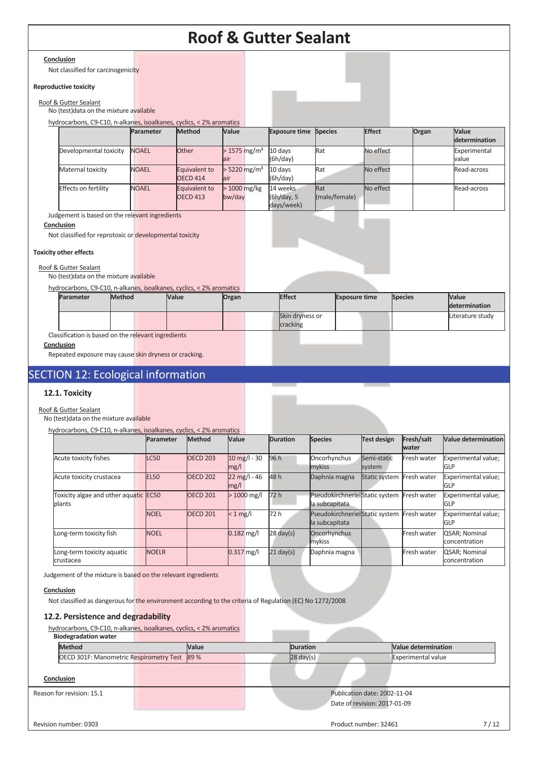**Conclusion**

Not classified for carcinogenicity

**Reproductive toxicity**

Roof & Gutter Sealant

No (test)data on the mixture available

hydrocarbons, C9-C10, n-alkanes, isoalkanes, cyclics, < 2% aromatics

| | Parameter | Method | Value | Exposure time | Species | Effect | Organ | Value determination |
|---|---|---|---|---|---|---|---|---|
| Developmental toxicity | NOAEL | Other | > 1575 mg/m³ air | 10 days (6h/day) | Rat | No effect | | Experimental value |
| Maternal toxicity | NOAEL | Equivalent to OECD 414 | > 5220 mg/m³ air | 10 days (6h/day) | Rat | No effect | | Read-across |
| Effects on fertility | NOAEL | Equivalent to OECD 413 | > 1000 mg/kg bw/day | 14 weeks (6h/day, 5 days/week) | Rat (male/female) | No effect | | Read-across |

Judgement is based on the relevant ingredients

**Conclusion**

Not classified for reprotoxic or developmental toxicity

**Toxicity other effects**

Roof & Gutter Sealant

No (test)data on the mixture available

hydrocarbons, C9-C10, n-alkanes, isoalkanes, cyclics, < 2% aromatics

| Parameter | Method | Value | Organ | Effect | Exposure time | Species | Value determination |
|---|---|---|---|---|---|---|---|
| | | | | Skin dryness or cracking | | | Literature study |

Classification is based on the relevant ingredients

**Conclusion**

Repeated exposure may cause skin dryness or cracking.

# SECTION 12: Ecological information

## 12.1. Toxicity

Roof & Gutter Sealant

No (test)data on the mixture available

hydrocarbons, C9-C10, n-alkanes, isoalkanes, cyclics, < 2% aromatics

| | Parameter | Method | Value | Duration | Species | Test design | Fresh/salt water | Value determination |
|---|---|---|---|---|---|---|---|---|
| Acute toxicity fishes | LC50 | OECD 203 | 10 mg/l - 30 mg/l | 96 h | Oncorhynchus mykiss | Semi-static system | Fresh water | Experimental value; GLP |
| Acute toxicity crustacea | EL50 | OECD 202 | 22 mg/l - 46 mg/l | 48 h | Daphnia magna | Static system | Fresh water | Experimental value; GLP |
| Toxicity algae and other aquatic plants | EC50 | OECD 201 | > 1000 mg/l | 72 h | Pseudokirchneriella subcapitata | Static system | Fresh water | Experimental value; GLP |
| | NOEL | OECD 201 | < 1 mg/l | 72 h | Pseudokirchneriella subcapitata | Static system | Fresh water | Experimental value; GLP |
| Long-term toxicity fish | NOEL | | 0.182 mg/l | 28 day(s) | Oncorhynchus mykiss | | Fresh water | QSAR; Nominal concentration |
| Long-term toxicity aquatic crustacea | NOELR | | 0.317 mg/l | 21 day(s) | Daphnia magna | | Fresh water | QSAR; Nominal concentration |

Judgement of the mixture is based on the relevant ingredients

**Conclusion**

Not classified as dangerous for the environment according to the criteria of Regulation (EC) No 1272/2008

## 12.2. Persistence and degradability

hydrocarbons, C9-C10, n-alkanes, isoalkanes, cyclics, < 2% aromatics

**Biodegradation water**

| Method | Value | Duration | Value determination |
|---|---|---|---|
| OECD 301F: Manometric Respirometry Test | 89 % | 28 day(s) | Experimental value |

**Conclusion**

Reason for revision: 15.1

Publication date: 2002-11-04

Date of revision: 2017-01-09

Revision number: 0303

Product number: 32461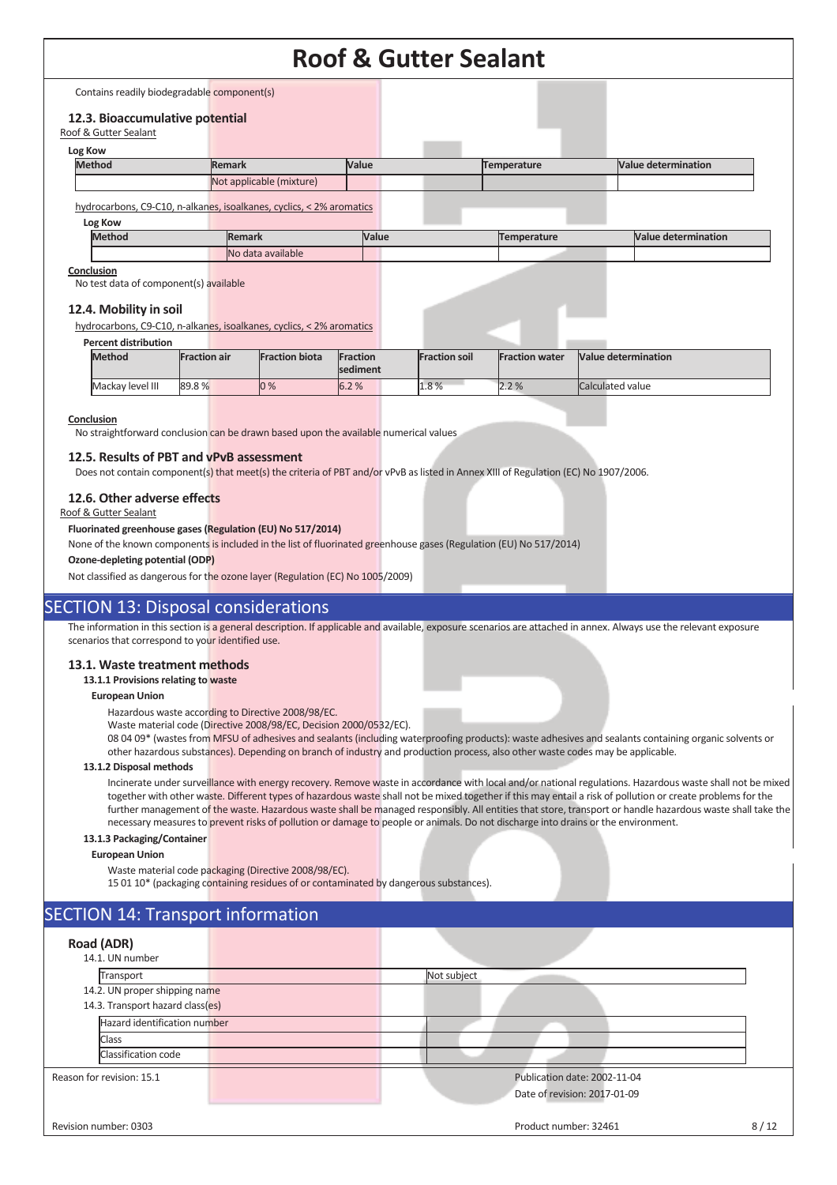Contains readily biodegradable component(s)

### 12.3. Bioaccumulative potential

Roof & Gutter Sealant

**Log Kow**

| Method | Remark | Value | Temperature | Value determination |
|---|---|---|---|---|
| | Not applicable (mixture) | | | |

hydrocarbons, C9-C10, n-alkanes, isoalkanes, cyclics, < 2% aromatics

**Log Kow**

| Method | Remark | Value | Temperature | Value determination |
|---|---|---|---|---|
| | No data available | | | |

**Conclusion**

No test data of component(s) available

### 12.4. Mobility in soil

hydrocarbons, C9-C10, n-alkanes, isoalkanes, cyclics, < 2% aromatics

**Percent distribution**

| Method | Fraction air | Fraction biota | Fraction sediment | Fraction soil | Fraction water | Value determination |
|---|---|---|---|---|---|---|
| Mackay level III | 89.8 % | 0 % | 6.2 % | 1.8 % | 2.2 % | Calculated value |

**Conclusion**

No straightforward conclusion can be drawn based upon the available numerical values

### 12.5. Results of PBT and vPvB assessment

Does not contain component(s) that meet(s) the criteria of PBT and/or vPvB as listed in Annex XIII of Regulation (EC) No 1907/2006.

### 12.6. Other adverse effects

Roof & Gutter Sealant

**Fluorinated greenhouse gases (Regulation (EU) No 517/2014)**

None of the known components is included in the list of fluorinated greenhouse gases (Regulation (EU) No 517/2014)

**Ozone-depleting potential (ODP)**

Not classified as dangerous for the ozone layer (Regulation (EC) No 1005/2009)

## SECTION 13: Disposal considerations

The information in this section is a general description. If applicable and available, exposure scenarios are attached in annex. Always use the relevant exposure scenarios that correspond to your identified use.

### 13.1. Waste treatment methods

**13.1.1 Provisions relating to waste**

**European Union**

Hazardous waste according to Directive 2008/98/EC.
Waste material code (Directive 2008/98/EC, Decision 2000/0532/EC).
08 04 09* (wastes from MFSU of adhesives and sealants (including waterproofing products): waste adhesives and sealants containing organic solvents or other hazardous substances). Depending on branch of industry and production process, also other waste codes may be applicable.

**13.1.2 Disposal methods**

Incinerate under surveillance with energy recovery. Remove waste in accordance with local and/or national regulations. Hazardous waste shall not be mixed together with other waste. Different types of hazardous waste shall not be mixed together if this may entail a risk of pollution or create problems for the further management of the waste. Hazardous waste shall be managed responsibly. All entities that store, transport or handle hazardous waste shall take the necessary measures to prevent risks of pollution or damage to people or animals. Do not discharge into drains or the environment.

**13.1.3 Packaging/Container**

**European Union**

Waste material code packaging (Directive 2008/98/EC).
15 01 10* (packaging containing residues of or contaminated by dangerous substances).

## SECTION 14: Transport information

### Road (ADR)

14.1. UN number

| Transport | Not subject |
|---|---|

14.2. UN proper shipping name

14.3. Transport hazard class(es)

| Hazard identification number | |
|---|---|
| Class | |
| Classification code | |

Reason for revision: 15.1

Publication date: 2002-11-04

Date of revision: 2017-01-09

Revision number: 0303

Product number: 32461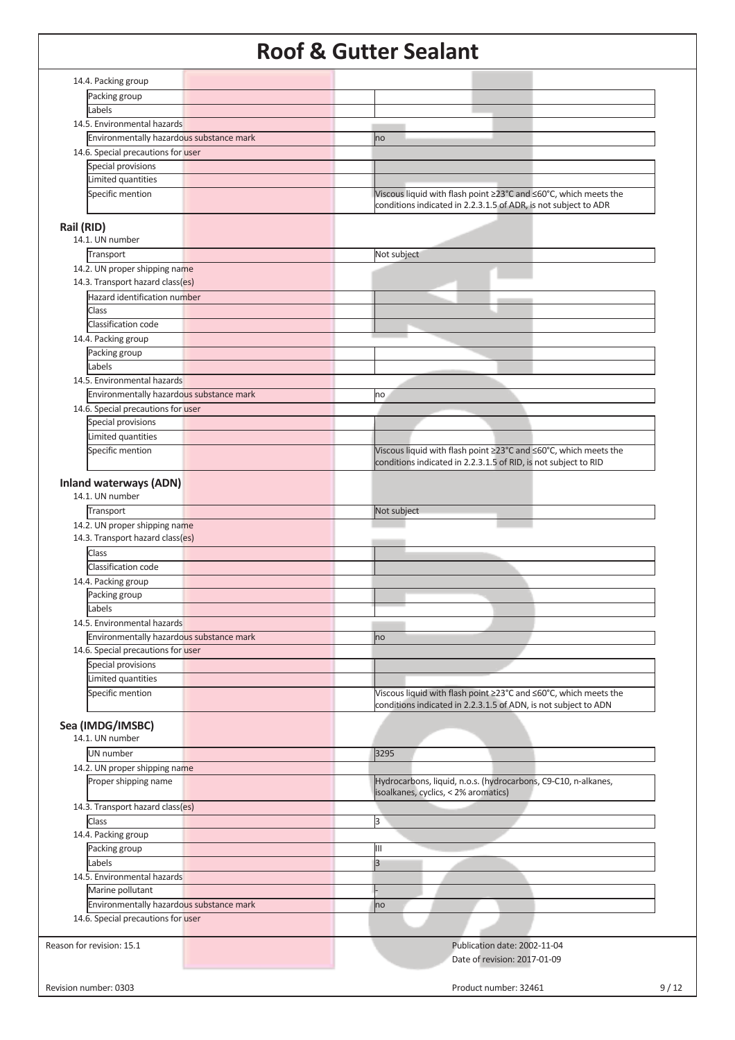14.4. Packing group

| | |
|---|---|
| Packing group | |
| Labels | |

14.5. Environmental hazards

| | |
|---|---|
| Environmentally hazardous substance mark | no |

14.6. Special precautions for user

| | |
|---|---|
| Special provisions | |
| Limited quantities | |
| Specific mention | Viscous liquid with flash point ≥23°C and ≤60°C, which meets the conditions indicated in 2.2.3.1.5 of ADR, is not subject to ADR |

## Rail (RID)

14.1. UN number

| | |
|---|---|
| Transport | Not subject |

14.2. UN proper shipping name

14.3. Transport hazard class(es)

| | |
|---|---|
| Hazard identification number | |
| Class | |
| Classification code | |

14.4. Packing group

| | |
|---|---|
| Packing group | |
| Labels | |

14.5. Environmental hazards

| | |
|---|---|
| Environmentally hazardous substance mark | no |

14.6. Special precautions for user

| | |
|---|---|
| Special provisions | |
| Limited quantities | |
| Specific mention | Viscous liquid with flash point ≥23°C and ≤60°C, which meets the conditions indicated in 2.2.3.1.5 of RID, is not subject to RID |

## Inland waterways (ADN)

14.1. UN number

| | |
|---|---|
| Transport | Not subject |

14.2. UN proper shipping name

14.3. Transport hazard class(es)

| | |
|---|---|
| Class | |
| Classification code | |

14.4. Packing group

| | |
|---|---|
| Packing group | |
| Labels | |

14.5. Environmental hazards

| | |
|---|---|
| Environmentally hazardous substance mark | no |

14.6. Special precautions for user

| | |
|---|---|
| Special provisions | |
| Limited quantities | |
| Specific mention | Viscous liquid with flash point ≥23°C and ≤60°C, which meets the conditions indicated in 2.2.3.1.5 of ADN, is not subject to ADN |

## Sea (IMDG/IMSBC)

14.1. UN number

| | |
|---|---|
| UN number | 3295 |

14.2. UN proper shipping name

| | |
|---|---|
| Proper shipping name | Hydrocarbons, liquid, n.o.s. (hydrocarbons, C9-C10, n-alkanes, isoalkanes, cyclics, < 2% aromatics) |

14.3. Transport hazard class(es)

| | |
|---|---|
| Class | 3 |

14.4. Packing group

| | |
|---|---|
| Packing group | III |
| Labels | 3 |

14.5. Environmental hazards

| | |
|---|---|
| Marine pollutant | - |
| Environmentally hazardous substance mark | no |

14.6. Special precautions for user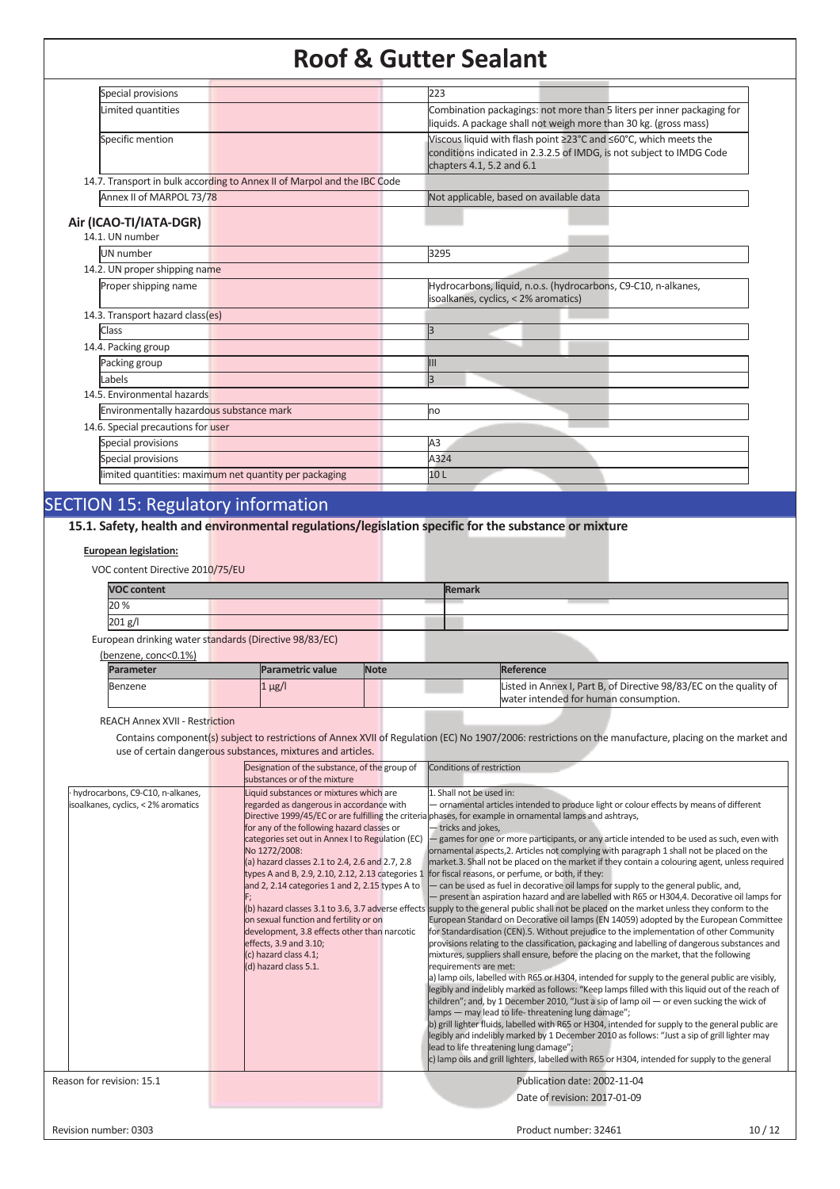# Roof & Gutter Sealant

| | |
|---|---|
| Special provisions | 223 |
| Limited quantities | Combination packagings: not more than 5 liters per inner packaging for liquids. A package shall not weigh more than 30 kg. (gross mass) |
| Specific mention | Viscous liquid with flash point ≥23°C and ≤60°C, which meets the conditions indicated in 2.3.2.5 of IMDG, is not subject to IMDG Code chapters 4.1, 5.2 and 6.1 |

14.7. Transport in bulk according to Annex II of Marpol and the IBC Code

| | |
|---|---|
| Annex II of MARPOL 73/78 | Not applicable, based on available data |

### Air (ICAO-TI/IATA-DGR)

14.1. UN number

| | |
|---|---|
| UN number | 3295 |

14.2. UN proper shipping name

| | |
|---|---|
| Proper shipping name | Hydrocarbons, liquid, n.o.s. (hydrocarbons, C9-C10, n-alkanes, isoalkanes, cyclics, < 2% aromatics) |

14.3. Transport hazard class(es)

| | |
|---|---|
| Class | 3 |

14.4. Packing group

| | |
|---|---|
| Packing group | III |
| Labels | 3 |

14.5. Environmental hazards

| | |
|---|---|
| Environmentally hazardous substance mark | no |

14.6. Special precautions for user

| | |
|---|---|
| Special provisions | A3 |
| Special provisions | A324 |
| limited quantities: maximum net quantity per packaging | 10 L |

## SECTION 15: Regulatory information

### 15.1. Safety, health and environmental regulations/legislation specific for the substance or mixture

**European legislation:**

VOC content Directive 2010/75/EU

| VOC content | Remark |
|---|---|
| 20 % | |
| 201 g/l | |

European drinking water standards (Directive 98/83/EC)

(benzene, conc<0.1%)

| Parameter | Parametric value | Note | Reference |
|---|---|---|---|
| Benzene | 1 µg/l | | Listed in Annex I, Part B, of Directive 98/83/EC on the quality of water intended for human consumption. |

REACH Annex XVII - Restriction

Contains component(s) subject to restrictions of Annex XVII of Regulation (EC) No 1907/2006: restrictions on the manufacture, placing on the market and use of certain dangerous substances, mixtures and articles.

| | Designation of the substance, of the group of substances or of the mixture | Conditions of restriction |
|---|---|---|
| · hydrocarbons, C9-C10, n-alkanes, isoalkanes, cyclics, < 2% aromatics | Liquid substances or mixtures which are regarded as dangerous in accordance with Directive 1999/45/EC or are fulfilling the criteria for any of the following hazard classes or categories set out in Annex I to Regulation (EC) No 1272/2008:<br>(a) hazard classes 2.1 to 2.4, 2.6 and 2.7, 2.8 types A and B, 2.9, 2.10, 2.12, 2.13 categories 1 and 2, 2.14 categories 1 and 2, 2.15 types A to F;<br>(b) hazard classes 3.1 to 3.6, 3.7 adverse effects on sexual function and fertility or on development, 3.8 effects other than narcotic effects, 3.9 and 3.10;<br>(c) hazard class 4.1;<br>(d) hazard class 5.1. | 1. Shall not be used in:<br>— ornamental articles intended to produce light or colour effects by means of different phases, for example in ornamental lamps and ashtrays,<br>— tricks and jokes,<br>— games for one or more participants, or any article intended to be used as such, even with ornamental aspects,2. Articles not complying with paragraph 1 shall not be placed on the market.3. Shall not be placed on the market if they contain a colouring agent, unless required for fiscal reasons, or perfume, or both, if they:<br>— can be used as fuel in decorative oil lamps for supply to the general public, and,<br>— present an aspiration hazard and are labelled with R65 or H304,4. Decorative oil lamps for supply to the general public shall not be placed on the market unless they conform to the European Standard on Decorative oil lamps (EN 14059) adopted by the European Committee for Standardisation (CEN).5. Without prejudice to the implementation of other Community provisions relating to the classification, packaging and labelling of dangerous substances and mixtures, suppliers shall ensure, before the placing on the market, that the following requirements are met:<br>a) lamp oils, labelled with R65 or H304, intended for supply to the general public are visibly, legibly and indelibly marked as follows: "Keep lamps filled with this liquid out of the reach of children"; and, by 1 December 2010, "Just a sip of lamp oil — or even sucking the wick of lamps — may lead to life- threatening lung damage";<br>b) grill lighter fluids, labelled with R65 or H304, intended for supply to the general public are legibly and indelibly marked by 1 December 2010 as follows: "Just a sip of grill lighter may lead to life threatening lung damage";<br>c) lamp oils and grill lighters, labelled with R65 or H304, intended for supply to the general |

Reason for revision: 15.1

Publication date: 2002-11-04

Date of revision: 2017-01-09

Revision number: 0303

Product number: 32461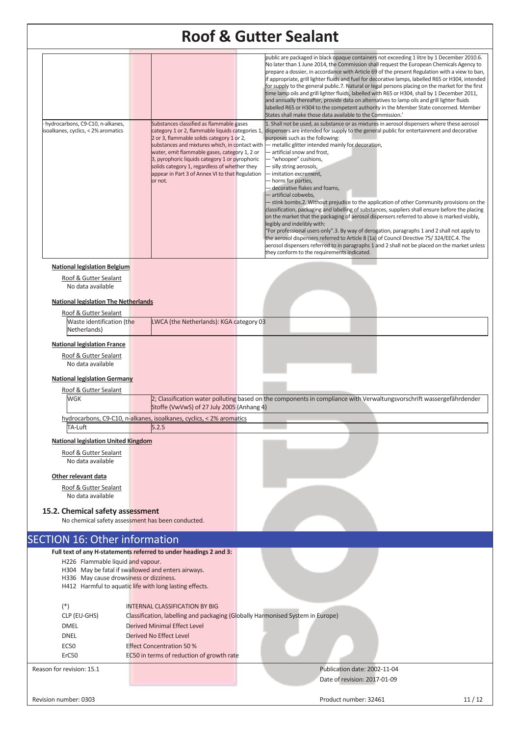| | | |
|---|---|---|
| | | public are packaged in black opaque containers not exceeding 1 litre by 1 December 2010.6. No later than 1 June 2014, the Commission shall request the European Chemicals Agency to prepare a dossier, in accordance with Article 69 of the present Regulation with a view to ban, if appropriate, grill lighter fluids and fuel for decorative lamps, labelled R65 or H304, intended for supply to the general public.7. Natural or legal persons placing on the market for the first time lamp oils and grill lighter fluids, labelled with R65 or H304, shall by 1 December 2011, and annually thereafter, provide data on alternatives to lamp oils and grill lighter fluids labelled R65 or H304 to the competent authority in the Member State concerned. Member States shall make those data available to the Commission.' |
| · hydrocarbons, C9-C10, n-alkanes, isoalkanes, cyclics, < 2% aromatics | Substances classified as flammable gases category 1 or 2, flammable liquids categories 1, 2 or 3, flammable solids category 1 or 2, substances and mixtures which, in contact with water, emit flammable gases, category 1, 2 or 3, pyrophoric liquids category 1 or pyrophoric solids category 1, regardless of whether they appear in Part 3 of Annex VI to that Regulation or not. | 1. Shall not be used, as substance or as mixtures in aerosol dispensers where these aerosol dispensers are intended for supply to the general public for entertainment and decorative purposes such as the following:<br>— metallic glitter intended mainly for decoration,<br>— artificial snow and frost,<br>— "whoopee" cushions,<br>— silly string aerosols,<br>— imitation excrement,<br>— horns for parties,<br>— decorative flakes and foams,<br>— artificial cobwebs,<br>— stink bombs.2. Without prejudice to the application of other Community provisions on the classification, packaging and labelling of substances, suppliers shall ensure before the placing on the market that the packaging of aerosol dispensers referred to above is marked visibly, legibly and indelibly with:<br>"For professional users only".3. By way of derogation, paragraphs 1 and 2 shall not apply to the aerosol dispensers referred to Article 8 (1a) of Council Directive 75/ 324/EEC.4. The aerosol dispensers referred to in paragraphs 1 and 2 shall not be placed on the market unless they conform to the requirements indicated. |

**National legislation Belgium**

Roof & Gutter Sealant

No data available

**National legislation The Netherlands**

Roof & Gutter Sealant

| | |
|---|---|
| Waste identification (the Netherlands) | LWCA (the Netherlands): KGA category 03 |

**National legislation France**

Roof & Gutter Sealant

No data available

**National legislation Germany**

Roof & Gutter Sealant

| | |
|---|---|
| WGK | 2; Classification water polluting based on the components in compliance with Verwaltungsvorschrift wassergefährdender Stoffe (VwVwS) of 27 July 2005 (Anhang 4) |

hydrocarbons, C9-C10, n-alkanes, isoalkanes, cyclics, < 2% aromatics

| | |
|---|---|
| TA-Luft | 5.2.5 |

**National legislation United Kingdom**

Roof & Gutter Sealant

No data available

**Other relevant data**

Roof & Gutter Sealant

No data available

### 15.2. Chemical safety assessment

No chemical safety assessment has been conducted.

## SECTION 16: Other information

**Full text of any H-statements referred to under headings 2 and 3:**

H226 Flammable liquid and vapour.
H304 May be fatal if swallowed and enters airways.
H336 May cause drowsiness or dizziness.
H412 Harmful to aquatic life with long lasting effects.

| | |
|---|---|
| (*) | INTERNAL CLASSIFICATION BY BIG |
| CLP (EU-GHS) | Classification, labelling and packaging (Globally Harmonised System in Europe) |
| DMEL | Derived Minimal Effect Level |
| DNEL | Derived No Effect Level |
| EC50 | Effect Concentration 50 % |
| ErC50 | EC50 in terms of reduction of growth rate |

Reason for revision: 15.1

Publication date: 2002-11-04
Date of revision: 2017-01-09

Revision number: 0303

Product number: 32461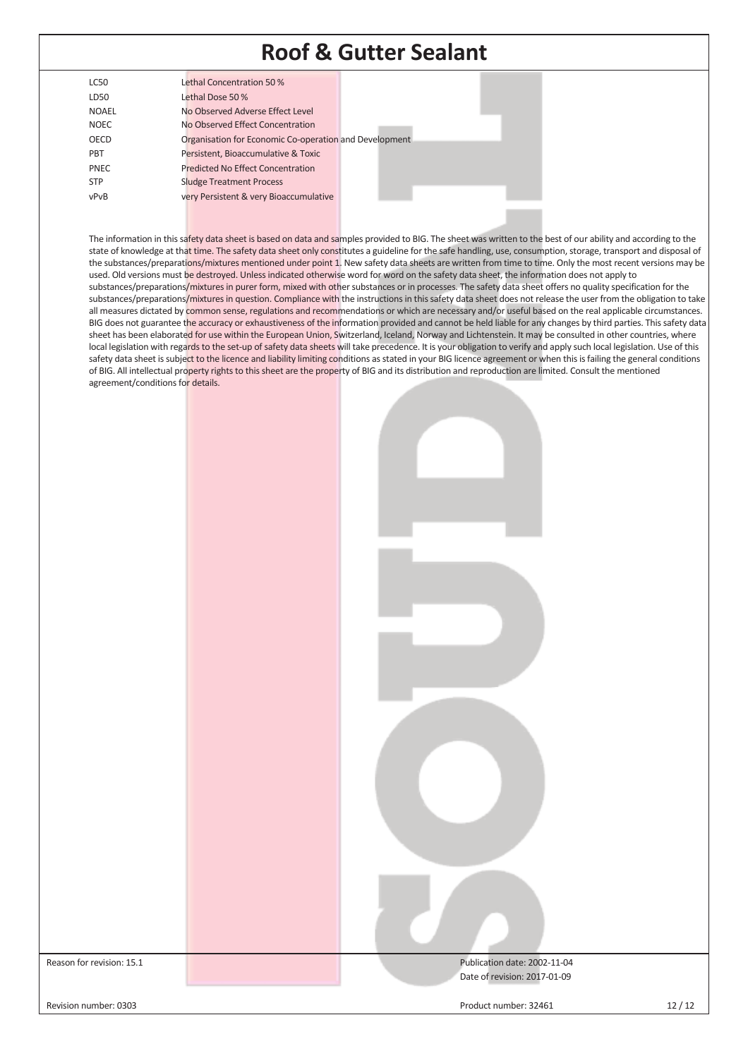| | |
|---|---|
| LC50 | Lethal Concentration 50 % |
| LD50 | Lethal Dose 50 % |
| NOAEL | No Observed Adverse Effect Level |
| NOEC | No Observed Effect Concentration |
| OECD | Organisation for Economic Co-operation and Development |
| PBT | Persistent, Bioaccumulative & Toxic |
| PNEC | Predicted No Effect Concentration |
| STP | Sludge Treatment Process |
| vPvB | very Persistent & very Bioaccumulative |

The information in this safety data sheet is based on data and samples provided to BIG. The sheet was written to the best of our ability and according to the state of knowledge at that time. The safety data sheet only constitutes a guideline for the safe handling, use, consumption, storage, transport and disposal of the substances/preparations/mixtures mentioned under point 1. New safety data sheets are written from time to time. Only the most recent versions may be used. Old versions must be destroyed. Unless indicated otherwise word for word on the safety data sheet, the information does not apply to substances/preparations/mixtures in purer form, mixed with other substances or in processes. The safety data sheet offers no quality specification for the substances/preparations/mixtures in question. Compliance with the instructions in this safety data sheet does not release the user from the obligation to take all measures dictated by common sense, regulations and recommendations or which are necessary and/or useful based on the real applicable circumstances. BIG does not guarantee the accuracy or exhaustiveness of the information provided and cannot be held liable for any changes by third parties. This safety data sheet has been elaborated for use within the European Union, Switzerland, Iceland, Norway and Lichtenstein. It may be consulted in other countries, where local legislation with regards to the set-up of safety data sheets will take precedence. It is your obligation to verify and apply such local legislation. Use of this safety data sheet is subject to the licence and liability limiting conditions as stated in your BIG licence agreement or when this is failing the general conditions of BIG. All intellectual property rights to this sheet are the property of BIG and its distribution and reproduction are limited. Consult the mentioned agreement/conditions for details.